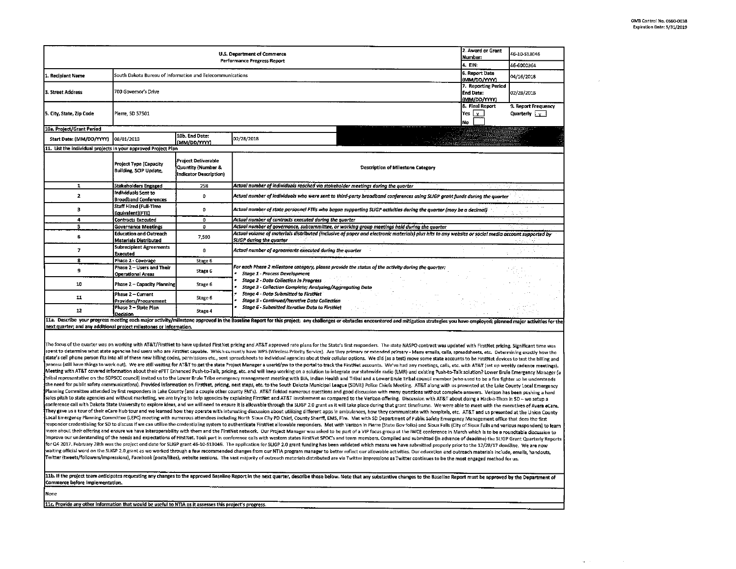OMB Control No. 0660-0038
Expiration Date: 5/31/2019

| U.S. Department of Commerce<br>Performance Progress Report | | 2. Award or Grant Number: | 46-10-S13046 |
|---|---|---|---|
| | | 4. EIN: | 46-6000364 |
| 1. Recipient Name | South Dakota Bureau of Information and Telecommunications | 6. Report Date (MM/DD/YYYY) | 04/16/2018 |
| 3. Street Address | 700 Governor's Drive | 7. Reporting Period End Date: (MM/DD/YYYY) | 02/28/2018 |
| 5. City, State, Zip Code | Pierre, SD 57501 | 8. Final Report<br>Yes [X]<br>No [ ] | 9. Report Frequency<br>Quarterly [X] |

| 10a. Project/Grant Period | | | |
|---|---|---|---|
| Start Date: (MM/DD/YYYY) | 08/01/2013 | 10b. End Date: (MM/DD/YYYY) | 02/28/2018 |

11. List the individual projects in your approved Project Plan

| | Project Type (Capacity Building, SCIP Update, | Project Deliverable Quantity (Number & Indicator Description) | Description of Milestone Category |
|---|---|---|---|
| 1 | Stakeholders Engaged | 258 | *Actual number of individuals reached via stakeholder meetings during the quarter* |
| 2 | Individuals Sent to Broadband Conferences | 0 | *Actual number of individuals who were sent to third-party broadband conferences using SLIGP grant funds during the quarter* |
| 3 | Staff Hired (Full-Time Equivalent)(FTE) | 0 | *Actual number of state personnel FTEs who began supporting SLIGP activities during the quarter (may be a decimal)* |
| 4 | Contracts Executed | 0 | *Actual number of contracts executed during the quarter* |
| 5 | Governance Meetings | 0 | *Actual number of governance, subcommittee, or working group meetings held during the quarter* |
| 6 | Education and Outreach Materials Distributed | 7,503 | *Actual volume of materials distributed (inclusive of paper and electronic materials) plus hits to any website or social media account supported by SLIGP during the quarter* |
| 7 | Subrecipient Agreements Executed | 0 | *Actual number of agreements executed during the quarter* |
| 8 | Phase 2 - Coverage | Stage 6 | *For each Phase 2 milestone category, please provide the status of the activity during the quarter:*<br>• *Stage 1 - Process Development*<br>• *Stage 2 - Data Collection in Progress*<br>• *Stage 3 - Collection Complete; Analyzing/Aggregating Data*<br>• *Stage 4 - Data Submitted to FirstNet*<br>• *Stage 5 - Continued/Iterative Data Collection*<br>• *Stage 6 - Submitted Iterative Data to FirstNet* |
| 9 | Phase 2 – Users and Their Operational Areas | Stage 6 | |
| 10 | Phase 2 – Capacity Planning | Stage 6 | |
| 11 | Phase 2 – Current Providers/Procurement | Stage 6 | |
| 12 | Phase 2 – State Plan Decision | Stage 4 | |

**11a. Describe your progress meeting each major activity/milestone approved in the Baseline Report for this project; any challenges or obstacles encountered and mitigation strategies you have employed; planned major activities for the next quarter; and any additional project milestones or information.**

The focus of the quarter was on working with AT&T/FirstNet to have updated FirstNet pricing and AT&T approved rate plans for the State's first responders. The state NASPO contract was updated with FirstNet pricing. Significant time was spent to determine what state agencies had users who are FirstNet capable. Which currently have WPS (Wireless Priority Service). Are they primary or extended primary - Many emails, calls, spreadsheets, etc. Determining exactly how the state's cell phone person fits into all of these new billing codes, permissions etc., sent spreadsheets to individual agencies about their cellular options. We did (as a test) move some state accounts to be FirstNet devices to test the billing and process (still have things to work out). We are still waiting for AT&T to get the state Project Manager a userid/pw to the portal to track the FirstNet accounts. We've had any meetings, calls, etc. with AT&T (set up weekly cadence meetings). Meeting with AT&T covered information about their ePTT Enhanced Push-to-Talk, pricing, etc. and will keep working on a solution to integrate our statewide radio (LMR) and existing Push-to-Talk solution? Lower Brule Emergency Manager (a tribal representative on the SDPSCC council) invited us to the Lower Brule Tribe emergency management meeting with BIA, Indian Health and Tribal and a Lower Brule Tribal council member (who used to be a fire fighter so he understands the need for public safety communications). Provided information on FirstNet, pricing, next steps, etc. to the South Dakota Municipal League (SDML) Police Chiefs Meeting. AT&T along with us presented at the Lake County Local Emergency Planning Committee attended by first responders in Lake County (and a couple other county EM's). AT&T fielded numerous questions and good discussion with many questions without complete answers. Verizon has been pushing a hard sales pitch to state agencies and without marketing, we are trying to help agencies by explaining FirstNet and AT&T involvement as compared to the Verizon offering. Discussion with AT&T about doing a Hack-a-Thon in SD – we setup a conference call with Dakota State University to explore ideas, and we will need to ensure it is allowable through the SLIGP 2.0 grant as it will take place during that grant timeframe. We were able to meet with the executives of Avera eCare. They gave us a tour of their eCare Hub tour and we learned how they operate with interesting discussion about utilizing different apps in ambulances, how they communicate with hospitals, etc. AT&T and us presented at the Union County Local Emergency Planning Committee (LEPC) meeting with numerous attendees including North Sioux City PD Chief, County Sheriff, EMS, Fire. Met with SD Department of Public Safety Emergency Management office that does the first responder credentialing for SD to discuss if we can utilize the credentialing system to authenticate FirstNet allowable responders. Met with Verizon in Pierre (State Gov folks) and Sioux Falls (City of Sioux Falls and various responders) to learn more about their offering and ensure we have interoperability with them and the FirstNet network. Our Project Manager was asked to be part of a VIP focus group at the IWCE conference in March which is to be a roundtable discussion to improve our understanding of the needs and expectations of FirstNet. Took part in conference calls with western states FirstNet SPOC's and team members. Compiled and submitted (in advance of deadline) the SLIGP Grant Quarterly Reports for Q4 2017. February 28th was the project end date for SLIGP grant 46-10-S13046. The application for SLIGP 2.0 grant funding has been validated which means we have submitted properly prior to the 12/28/17 deadline. We are now waiting official word on the SLIGP 2.0 grant as we worked through a few recommended changes from our NTIA program manager to better reflect our allowable activities. Our education and outreach materials include, emails, handouts, Twitter (tweets/followers/impressions), Facebook (posts/likes), website sessions. The vast majority of outreach materials distributed are via Twitter impressions as Twitter continues to be the most engaged method for us.

**11b. If the project team anticipates requesting any changes to the approved Baseline Report in the next quarter, describe those below. Note that any substantive changes to the Baseline Report must be approved by the Department of Commerce before implementation.**

None

**11c. Provide any other information that would be useful to NTIA as it assesses this project's progress.**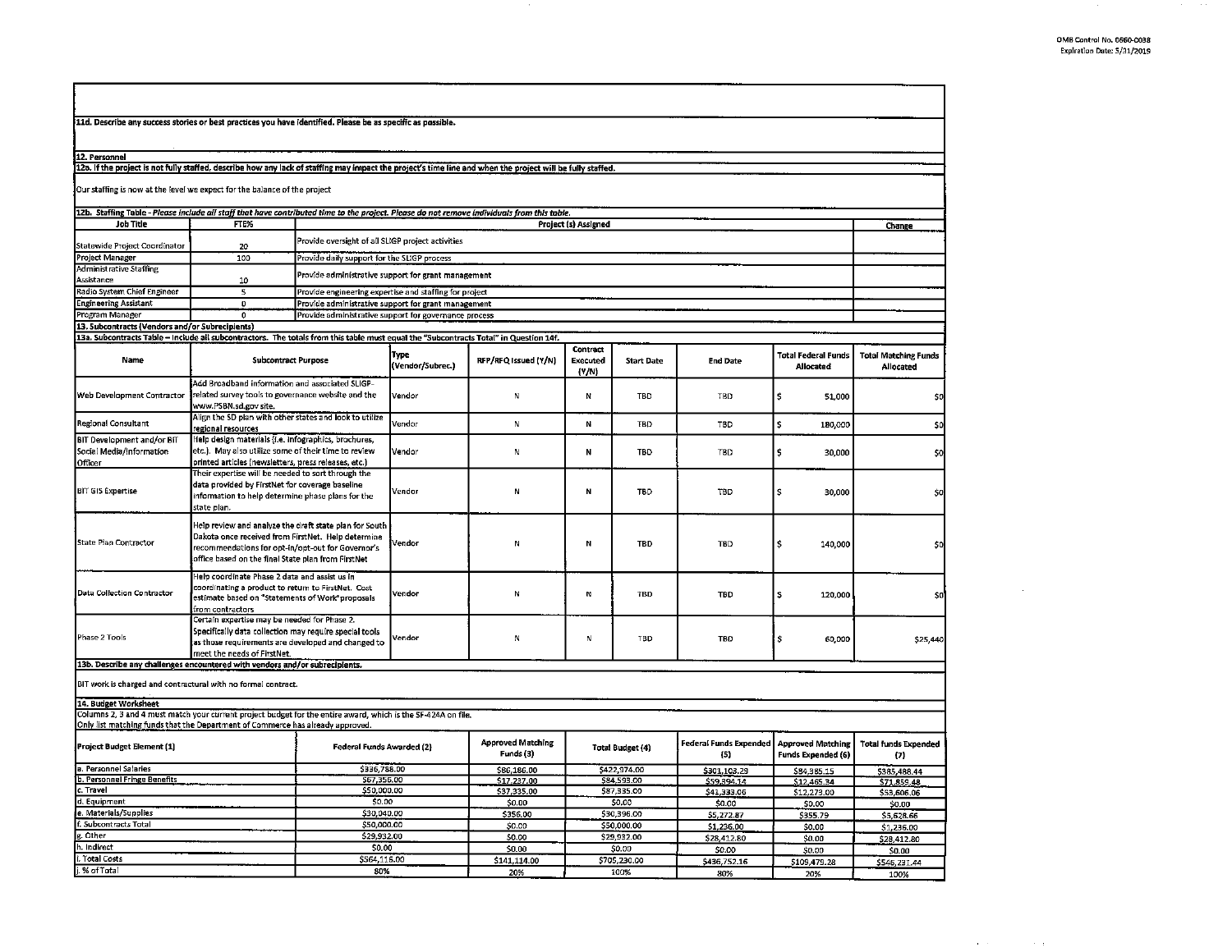OMB Control No. 0660-0038
Expiration Date: 5/31/2019

**11d. Describe any success stories or best practices you have identified. Please be as specific as possible.**

**12. Personnel**

**12a. If the project is not fully staffed, describe how any lack of staffing may impact the project's time line and when the project will be fully staffed.**

Our staffing is now at the level we expect for the balance of the project

**12b. Staffing Table - *Please include all staff that have contributed time to the project. Please do not remove individuals from this table.***

| Job Title | FTE% | Project (s) Assigned | Change |
|---|---|---|---|
| Statewide Project Coordinator | 20 | Provide oversight of all SLIGP project activities | |
| Project Manager | 100 | Provide daily support for the SLIGP process | |
| Administrative Staffing Assistance | 10 | Provide administrative support for grant management | |
| Radio System Chief Engineer | 5 | Provide engineering expertise and staffing for project | |
| Engineering Assistant | 0 | Provide administrative support for grant management | |
| Program Manager | 0 | Provide administrative support for governance process | |

**13. Subcontracts (Vendors and/or Subrecipients)**

**13a. Subcontracts Table – Include all subcontractors. The totals from this table must equal the "Subcontracts Total" in Question 14f.**

| Name | Subcontract Purpose | Type (Vendor/Subrec.) | RFP/RFQ Issued (Y/N) | Contract Executed (Y/N) | Start Date | End Date | Total Federal Funds Allocated | Total Matching Funds Allocated |
|---|---|---|---|---|---|---|---|---|
| Web Development Contractor | Add Broadband information and associated SLIGP-related survey tools to governance website and the www.PSBN.sd.gov site. | Vendor | N | N | TBD | TBD | $ 51,000 | $0 |
| Regional Consultant | Align the SD plan with other states and look to utilize regional resources | Vendor | N | N | TBD | TBD | $ 180,000 | $0 |
| BIT Development and/or BIT Social Media/Information Officer | Help design materials (i.e. infographics, brochures, etc.). May also utilize some of their time to review printed articles (newsletters, press releases, etc.) | Vendor | N | N | TBD | TBD | $ 30,000 | $0 |
| BIT GIS Expertise | Their expertise will be needed to sort through the data provided by FirstNet for coverage baseline information to help determine phase plans for the state plan. | Vendor | N | N | TBD | TBD | $ 30,000 | $0 |
| State Plan Contractor | Help review and analyze the draft state plan for South Dakota once received from FirstNet. Help determine recommendations for opt-in/opt-out for Governor's office based on the final State plan from FirstNet | Vendor | N | N | TBD | TBD | $ 140,000 | $0 |
| Data Collection Contractor | Help coordinate Phase 2 data and assist us in coordinating a product to return to FirstNet. Cost estimate based on "Statements of Work" proposals from contractors | Vendor | N | N | TBD | TBD | $ 120,000 | $0 |
| Phase 2 Tools | Certain expertise may be needed for Phase 2. Specifically data collection may require special tools as those requirements are developed and changed to meet the needs of FirstNet. | Vendor | N | N | TBD | TBD | $ 60,000 | $25,440 |

**13b. Describe any challenges encountered with vendors and/or subrecipients.**

BIT work is charged and contractural with no formal contract.

**14. Budget Worksheet**

Columns 2, 3 and 4 must match your current project budget for the entire award, which is the SF-424A on file.
Only list matching funds that the Department of Commerce has already approved.

| Project Budget Element (1) | Federal Funds Awarded (2) | Approved Matching Funds (3) | Total Budget (4) | Federal Funds Expended (5) | Approved Matching Funds Expended (6) | Total funds Expended (7) |
|---|---|---|---|---|---|---|
| a. Personnel Salaries | $336,788.00 | $86,186.00 | $422,974.00 | $301,103.29 | $84,385.15 | $385,488.44 |
| b. Personnel Fringe Benefits | $67,356.00 | $17,237.00 | $84,593.00 | $59,394.14 | $12,465.34 | $71,859.48 |
| c. Travel | $50,000.00 | $37,335.00 | $87,335.00 | $41,333.06 | $12,273.00 | $53,606.06 |
| d. Equipment | $0.00 | $0.00 | $0.00 | $0.00 | $0.00 | $0.00 |
| e. Materials/Supplies | $30,040.00 | $356.00 | $30,396.00 | $5,272.87 | $355.79 | $5,628.66 |
| f. Subcontracts Total | $50,000.00 | $0.00 | $50,000.00 | $1,236.00 | $0.00 | $1,236.00 |
| g. Other | $29,932.00 | $0.00 | $29,932.00 | $28,412.80 | $0.00 | $28,412.80 |
| h. Indirect | $0.00 | $0.00 | $0.00 | $0.00 | $0.00 | $0.00 |
| i. Total Costs | $564,116.00 | $141,114.00 | $705,230.00 | $436,752.16 | $109,479.28 | $546,231.44 |
| j. % of Total | 80% | 20% | 100% | 80% | 20% | 100% |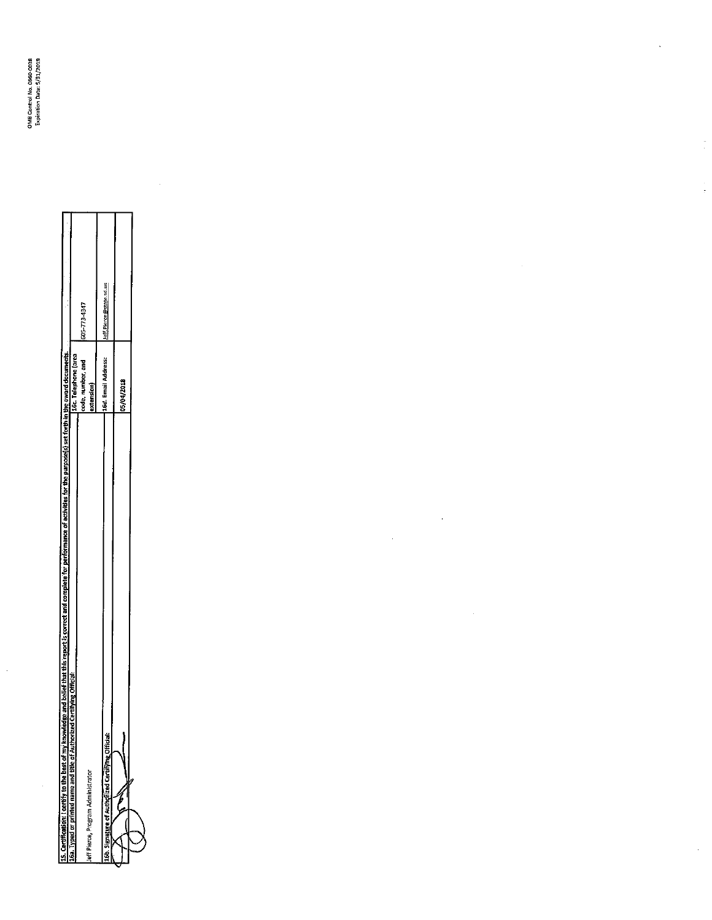OMB Control No. 0660-0038
Expiration Date: 5/31/2019

| 15. Certification: I certify to the best of my knowledge and belief that this report is correct and complete for performance of activities for the purpose(s) set forth in the award documents. | | |
|---|---|---|
| 16a. Typed or printed name and title of Authorized Certifying Official: | 16c. Telephone (area code, number, and extension) | 605-773-4347 |
| Jeff Pierce, Program Administrator | | |
| 16b. Signature of Authorized Certifying Official: | 16d. Email Address: | Jeff.Pierce@state.sd.us |
| | 05/04/2018 | |